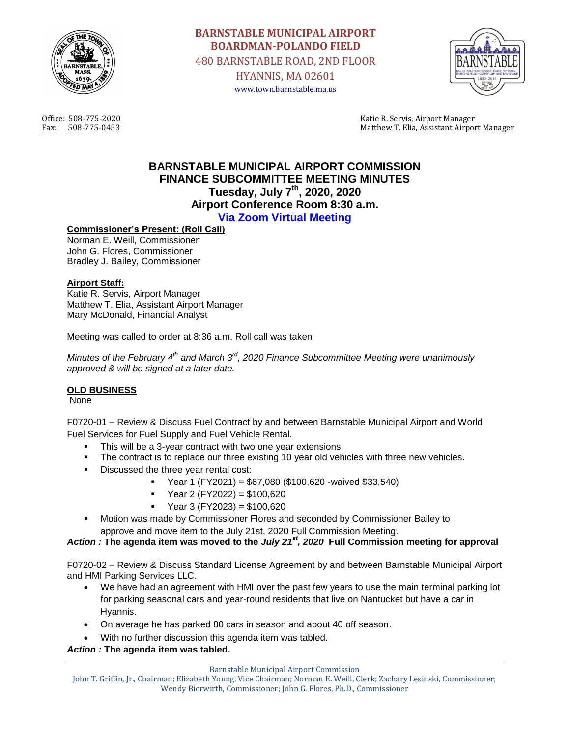**BARNSTABLE MUNICIPAL AIRPORT**
**BOARDMAN-POLANDO FIELD**
480 BARNSTABLE ROAD, 2ND FLOOR
HYANNIS, MA 02601
www.town.barnstable.ma.us

Office: 508-775-2020
Fax: 508-775-0453

Katie R. Servis, Airport Manager
Matthew T. Elia, Assistant Airport Manager

# BARNSTABLE MUNICIPAL AIRPORT COMMISSION
## FINANCE SUBCOMMITTEE MEETING MINUTES
### Tuesday, July 7th, 2020, 2020
### Airport Conference Room 8:30 a.m.
### Via Zoom Virtual Meeting

**Commissioner's Present: (Roll Call)**
Norman E. Weill, Commissioner
John G. Flores, Commissioner
Bradley J. Bailey, Commissioner

**Airport Staff:**
Katie R. Servis, Airport Manager
Matthew T. Elia, Assistant Airport Manager
Mary McDonald, Financial Analyst

Meeting was called to order at 8:36 a.m. Roll call was taken

*Minutes of the February 4th and March 3rd, 2020 Finance Subcommittee Meeting were unanimously approved & will be signed at a later date.*

**OLD BUSINESS**
None

F0720-01 – Review & Discuss Fuel Contract by and between Barnstable Municipal Airport and World Fuel Services for Fuel Supply and Fuel Vehicle Rental.

- This will be a 3-year contract with two one year extensions.
- The contract is to replace our three existing 10 year old vehicles with three new vehicles.
- Discussed the three year rental cost:
  - Year 1 (FY2021) = $67,080 ($100,620 -waived $33,540)
  - Year 2 (FY2022) = $100,620
  - Year 3 (FY2023) = $100,620
- Motion was made by Commissioner Flores and seconded by Commissioner Bailey to approve and move item to the July 21st, 2020 Full Commission Meeting.

***Action :*** **The agenda item was moved to the *July 21st, 2020* Full Commission meeting for approval**

F0720-02 – Review & Discuss Standard License Agreement by and between Barnstable Municipal Airport and HMI Parking Services LLC.

- We have had an agreement with HMI over the past few years to use the main terminal parking lot for parking seasonal cars and year-round residents that live on Nantucket but have a car in Hyannis.
- On average he has parked 80 cars in season and about 40 off season.
- With no further discussion this agenda item was tabled.

***Action :*** **The agenda item was tabled.**

Barnstable Municipal Airport Commission
John T. Griffin, Jr., Chairman; Elizabeth Young, Vice Chairman; Norman E. Weill, Clerk; Zachary Lesinski, Commissioner; Wendy Bierwirth, Commissioner; John G. Flores, Ph.D., Commissioner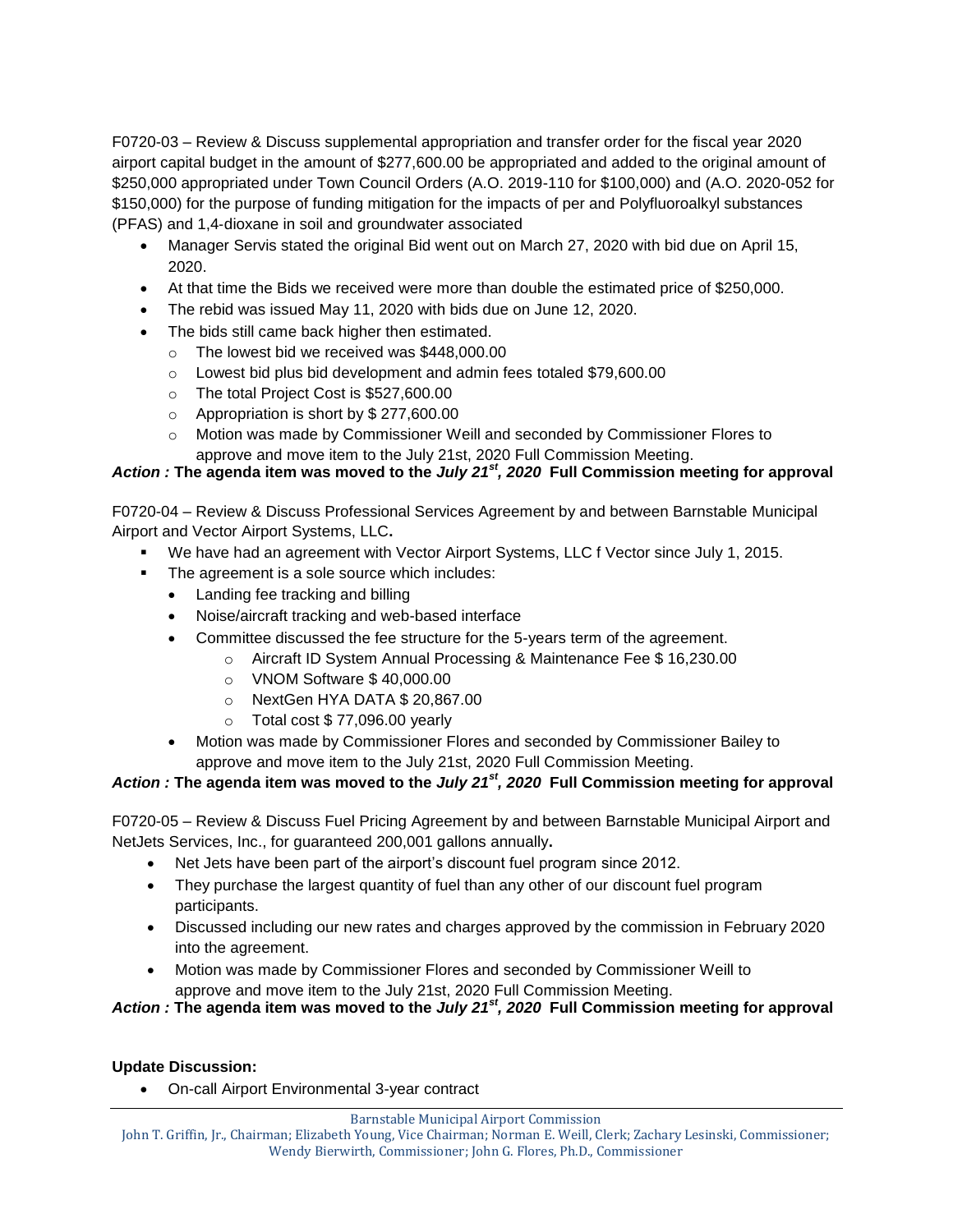F0720-03 – Review & Discuss supplemental appropriation and transfer order for the fiscal year 2020 airport capital budget in the amount of $277,600.00 be appropriated and added to the original amount of $250,000 appropriated under Town Council Orders (A.O. 2019-110 for $100,000) and (A.O. 2020-052 for $150,000) for the purpose of funding mitigation for the impacts of per and Polyfluoroalkyl substances (PFAS) and 1,4-dioxane in soil and groundwater associated

- Manager Servis stated the original Bid went out on March 27, 2020 with bid due on April 15, 2020.
- At that time the Bids we received were more than double the estimated price of $250,000.
- The rebid was issued May 11, 2020 with bids due on June 12, 2020.
- The bids still came back higher then estimated.
  - The lowest bid we received was $448,000.00
  - Lowest bid plus bid development and admin fees totaled $79,600.00
  - The total Project Cost is $527,600.00
  - Appropriation is short by $ 277,600.00
  - Motion was made by Commissioner Weill and seconded by Commissioner Flores to approve and move item to the July 21st, 2020 Full Commission Meeting.

***Action :*** **The agenda item was moved to the *July 21st, 2020* Full Commission meeting for approval**

F0720-04 – Review & Discuss Professional Services Agreement by and between Barnstable Municipal Airport and Vector Airport Systems, LLC**.**

- We have had an agreement with Vector Airport Systems, LLC f Vector since July 1, 2015.
- The agreement is a sole source which includes:
  - Landing fee tracking and billing
  - Noise/aircraft tracking and web-based interface
  - Committee discussed the fee structure for the 5-years term of the agreement.
    - Aircraft ID System Annual Processing & Maintenance Fee $ 16,230.00
    - VNOM Software $ 40,000.00
    - NextGen HYA DATA $ 20,867.00
    - Total cost $ 77,096.00 yearly
  - Motion was made by Commissioner Flores and seconded by Commissioner Bailey to approve and move item to the July 21st, 2020 Full Commission Meeting.

***Action :*** **The agenda item was moved to the *July 21st, 2020* Full Commission meeting for approval**

F0720-05 – Review & Discuss Fuel Pricing Agreement by and between Barnstable Municipal Airport and NetJets Services, Inc., for guaranteed 200,001 gallons annually**.**

- Net Jets have been part of the airport's discount fuel program since 2012.
- They purchase the largest quantity of fuel than any other of our discount fuel program participants.
- Discussed including our new rates and charges approved by the commission in February 2020 into the agreement.
- Motion was made by Commissioner Flores and seconded by Commissioner Weill to approve and move item to the July 21st, 2020 Full Commission Meeting.

***Action :*** **The agenda item was moved to the *July 21st, 2020* Full Commission meeting for approval**

**Update Discussion:**

- On-call Airport Environmental 3-year contract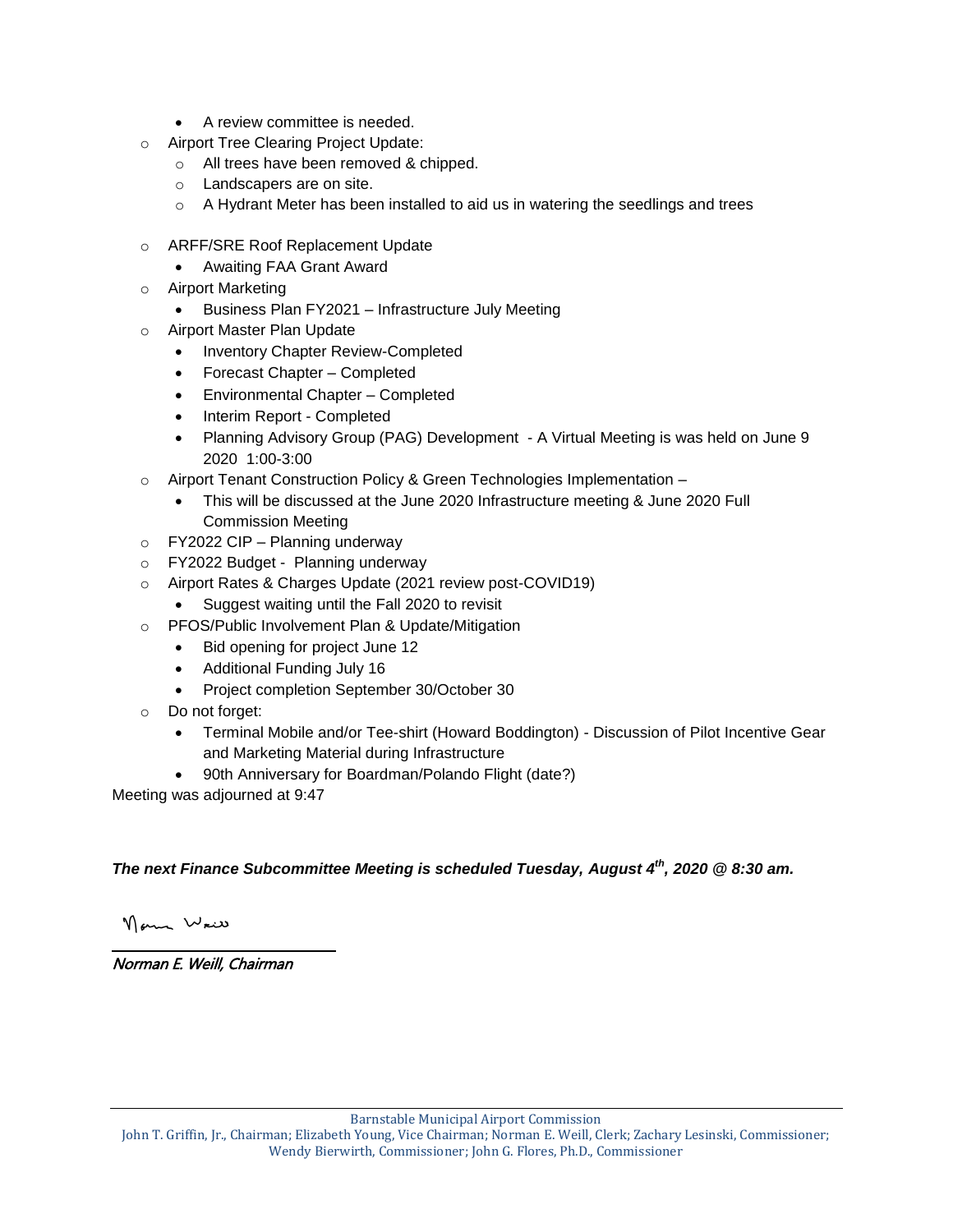- A review committee is needed.
- Airport Tree Clearing Project Update:
  - All trees have been removed & chipped.
  - Landscapers are on site.
  - A Hydrant Meter has been installed to aid us in watering the seedlings and trees

- ARFF/SRE Roof Replacement Update
  - Awaiting FAA Grant Award
- Airport Marketing
  - Business Plan FY2021 – Infrastructure July Meeting
- Airport Master Plan Update
  - Inventory Chapter Review-Completed
  - Forecast Chapter – Completed
  - Environmental Chapter – Completed
  - Interim Report - Completed
  - Planning Advisory Group (PAG) Development - A Virtual Meeting is was held on June 9 2020 1:00-3:00
- Airport Tenant Construction Policy & Green Technologies Implementation –
  - This will be discussed at the June 2020 Infrastructure meeting & June 2020 Full Commission Meeting
- FY2022 CIP – Planning underway
- FY2022 Budget - Planning underway
- Airport Rates & Charges Update (2021 review post-COVID19)
  - Suggest waiting until the Fall 2020 to revisit
- PFOS/Public Involvement Plan & Update/Mitigation
  - Bid opening for project June 12
  - Additional Funding July 16
  - Project completion September 30/October 30
- Do not forget:
  - Terminal Mobile and/or Tee-shirt (Howard Boddington) - Discussion of Pilot Incentive Gear and Marketing Material during Infrastructure
  - 90th Anniversary for Boardman/Polando Flight (date?)

Meeting was adjourned at 9:47

***The next Finance Subcommittee Meeting is scheduled Tuesday, August 4th, 2020 @ 8:30 am.***

Norman Weill

*Norman E. Weill, Chairman*

Barnstable Municipal Airport Commission
John T. Griffin, Jr., Chairman; Elizabeth Young, Vice Chairman; Norman E. Weill, Clerk; Zachary Lesinski, Commissioner; Wendy Bierwirth, Commissioner; John G. Flores, Ph.D., Commissioner